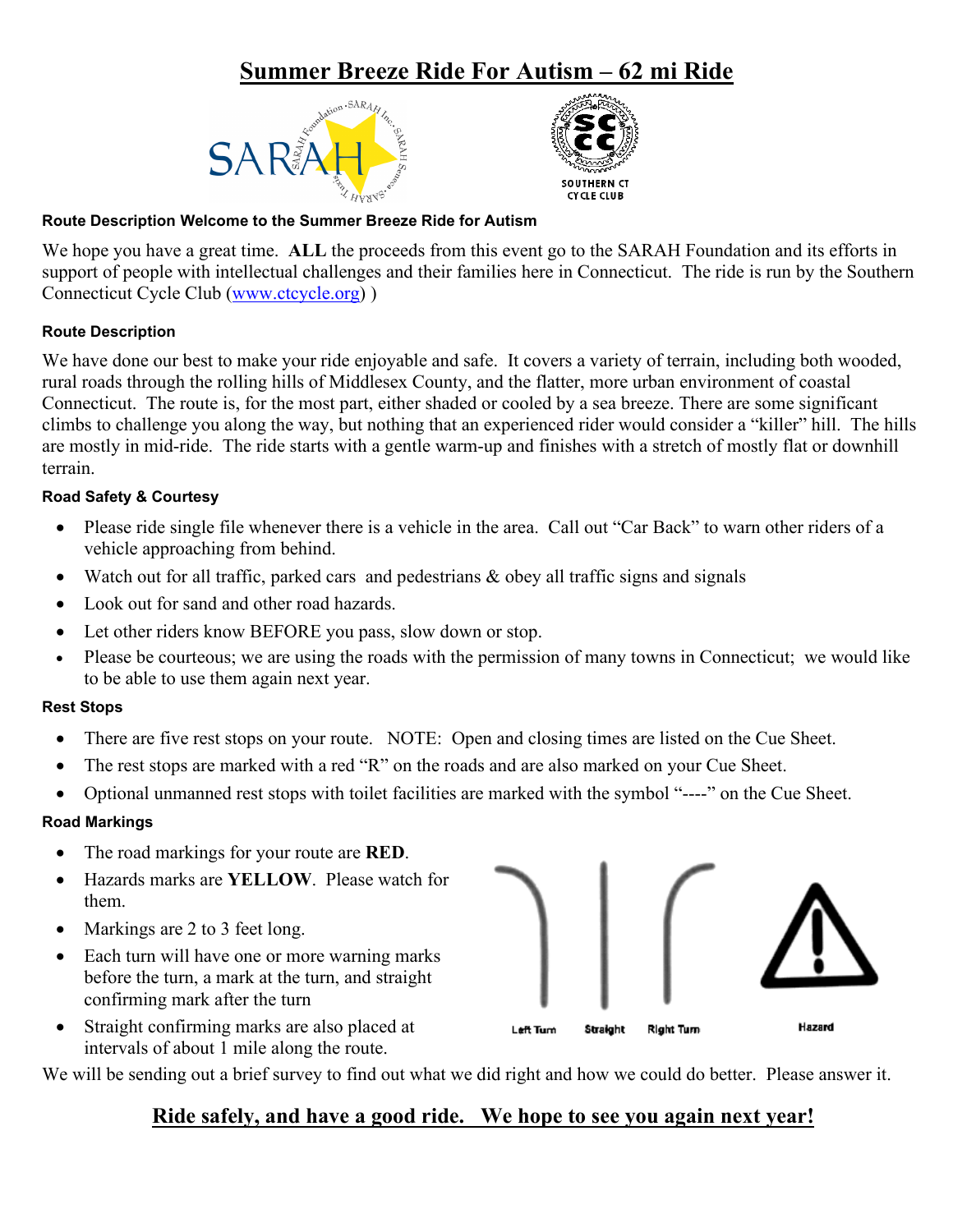# Summer Breeze Ride For Autism – 62 mi Ride

### Route Description Welcome to the Summer Breeze Ride for Autism

We hope you have a great time. **ALL** the proceeds from this event go to the SARAH Foundation and its efforts in support of people with intellectual challenges and their families here in Connecticut. The ride is run by the Southern Connecticut Cycle Club (www.ctcycle.org) )

### Route Description

We have done our best to make your ride enjoyable and safe. It covers a variety of terrain, including both wooded, rural roads through the rolling hills of Middlesex County, and the flatter, more urban environment of coastal Connecticut. The route is, for the most part, either shaded or cooled by a sea breeze. There are some significant climbs to challenge you along the way, but nothing that an experienced rider would consider a "killer" hill. The hills are mostly in mid-ride. The ride starts with a gentle warm-up and finishes with a stretch of mostly flat or downhill terrain.

### Road Safety & Courtesy

- Please ride single file whenever there is a vehicle in the area. Call out "Car Back" to warn other riders of a vehicle approaching from behind.
- Watch out for all traffic, parked cars and pedestrians & obey all traffic signs and signals
- Look out for sand and other road hazards.
- Let other riders know BEFORE you pass, slow down or stop.
- Please be courteous; we are using the roads with the permission of many towns in Connecticut; we would like to be able to use them again next year.

### Rest Stops

- There are five rest stops on your route. NOTE: Open and closing times are listed on the Cue Sheet.
- The rest stops are marked with a red "R" on the roads and are also marked on your Cue Sheet.
- Optional unmanned rest stops with toilet facilities are marked with the symbol "----" on the Cue Sheet.

### Road Markings

- The road markings for your route are **RED**.
- Hazards marks are **YELLOW**. Please watch for them.
- Markings are 2 to 3 feet long.
- Each turn will have one or more warning marks before the turn, a mark at the turn, and straight confirming mark after the turn
- Straight confirming marks are also placed at intervals of about 1 mile along the route.

Left Turn | Straight | Right Turn | Hazard

We will be sending out a brief survey to find out what we did right and how we could do better. Please answer it.

## Ride safely, and have a good ride. We hope to see you again next year!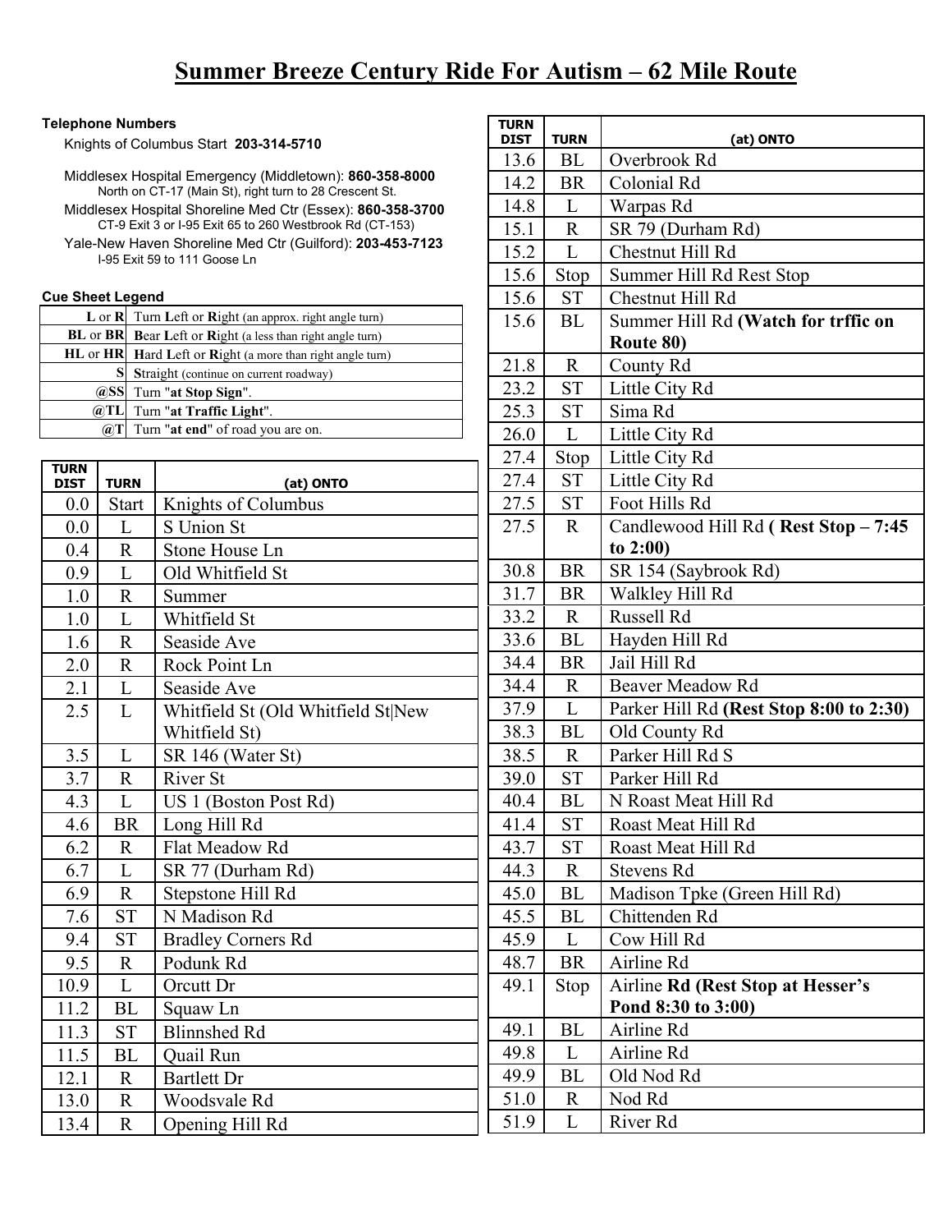# Summer Breeze Century Ride For Autism – 62 Mile Route

**Telephone Numbers**

Knights of Columbus Start **203-314-5710**

Middlesex Hospital Emergency (Middletown): **860-358-8000**
North on CT-17 (Main St), right turn to 28 Crescent St.

Middlesex Hospital Shoreline Med Ctr (Essex): **860-358-3700**
CT-9 Exit 3 or I-95 Exit 65 to 260 Westbrook Rd (CT-153)

Yale-New Haven Shoreline Med Ctr (Guilford): **203-453-7123**
I-95 Exit 59 to 111 Goose Ln

**Cue Sheet Legend**

| | |
|---|---|
| **L** or **R** | Turn **L**eft or **R**ight (an approx. right angle turn) |
| **BL** or **BR** | **B**ear **L**eft or **R**ight (a less than right angle turn) |
| **HL** or **HR** | **H**ard **L**eft or **R**ight (a more than right angle turn) |
| **S** | **S**traight (continue on current roadway) |
| **@SS** | Turn "**at Stop Sign**". |
| **@TL** | Turn "**at Traffic Light**". |
| **@T** | Turn "**at end**" of road you are on. |

| TURN DIST | TURN | (at) ONTO |
|---|---|---|
| 0.0 | Start | Knights of Columbus |
| 0.0 | L | S Union St |
| 0.4 | R | Stone House Ln |
| 0.9 | L | Old Whitfield St |
| 1.0 | R | Summer |
| 1.0 | L | Whitfield St |
| 1.6 | R | Seaside Ave |
| 2.0 | R | Rock Point Ln |
| 2.1 | L | Seaside Ave |
| 2.5 | L | Whitfield St (Old Whitfield St\|New Whitfield St) |
| 3.5 | L | SR 146 (Water St) |
| 3.7 | R | River St |
| 4.3 | L | US 1 (Boston Post Rd) |
| 4.6 | BR | Long Hill Rd |
| 6.2 | R | Flat Meadow Rd |
| 6.7 | L | SR 77 (Durham Rd) |
| 6.9 | R | Stepstone Hill Rd |
| 7.6 | ST | N Madison Rd |
| 9.4 | ST | Bradley Corners Rd |
| 9.5 | R | Podunk Rd |
| 10.9 | L | Orcutt Dr |
| 11.2 | BL | Squaw Ln |
| 11.3 | ST | Blinnshed Rd |
| 11.5 | BL | Quail Run |
| 12.1 | R | Bartlett Dr |
| 13.0 | R | Woodsvale Rd |
| 13.4 | R | Opening Hill Rd |
| 13.6 | BL | Overbrook Rd |
| 14.2 | BR | Colonial Rd |
| 14.8 | L | Warpas Rd |
| 15.1 | R | SR 79 (Durham Rd) |
| 15.2 | L | Chestnut Hill Rd |
| 15.6 | Stop | Summer Hill Rd Rest Stop |
| 15.6 | ST | Chestnut Hill Rd |
| 15.6 | BL | Summer Hill Rd **(Watch for trffic on Route 80)** |
| 21.8 | R | County Rd |
| 23.2 | ST | Little City Rd |
| 25.3 | ST | Sima Rd |
| 26.0 | L | Little City Rd |
| 27.4 | Stop | Little City Rd |
| 27.4 | ST | Little City Rd |
| 27.5 | ST | Foot Hills Rd |
| 27.5 | R | Candlewood Hill Rd **( Rest Stop – 7:45 to 2:00)** |
| 30.8 | BR | SR 154 (Saybrook Rd) |
| 31.7 | BR | Walkley Hill Rd |
| 33.2 | R | Russell Rd |
| 33.6 | BL | Hayden Hill Rd |
| 34.4 | BR | Jail Hill Rd |
| 34.4 | R | Beaver Meadow Rd |
| 37.9 | L | Parker Hill Rd **(Rest Stop 8:00 to 2:30)** |
| 38.3 | BL | Old County Rd |
| 38.5 | R | Parker Hill Rd S |
| 39.0 | ST | Parker Hill Rd |
| 40.4 | BL | N Roast Meat Hill Rd |
| 41.4 | ST | Roast Meat Hill Rd |
| 43.7 | ST | Roast Meat Hill Rd |
| 44.3 | R | Stevens Rd |
| 45.0 | BL | Madison Tpke (Green Hill Rd) |
| 45.5 | BL | Chittenden Rd |
| 45.9 | L | Cow Hill Rd |
| 48.7 | BR | Airline Rd |
| 49.1 | Stop | Airline **Rd (Rest Stop at Hesser's Pond 8:30 to 3:00)** |
| 49.1 | BL | Airline Rd |
| 49.8 | L | Airline Rd |
| 49.9 | BL | Old Nod Rd |
| 51.0 | R | Nod Rd |
| 51.9 | L | River Rd |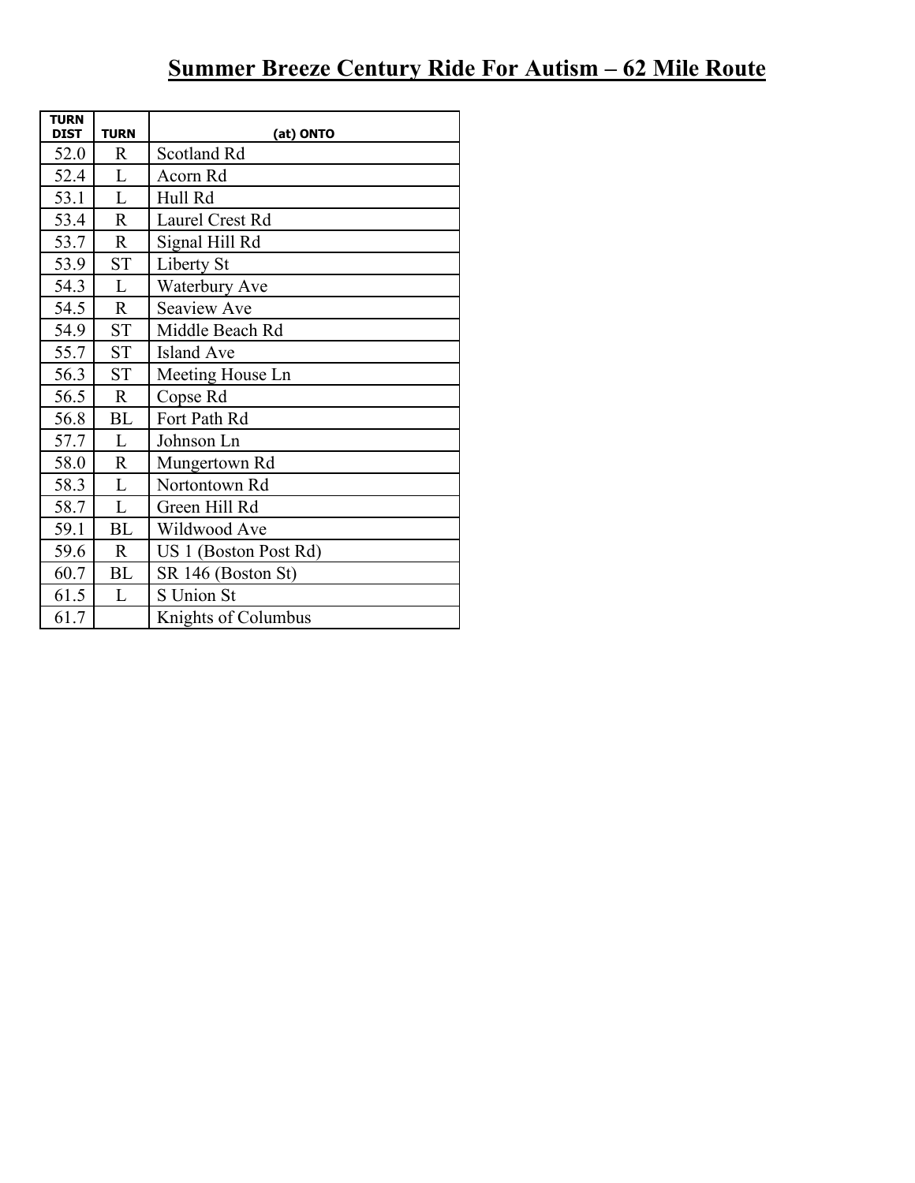# Summer Breeze Century Ride For Autism – 62 Mile Route

| TURN DIST | TURN | (at) ONTO |
|---|---|---|
| 52.0 | R | Scotland Rd |
| 52.4 | L | Acorn Rd |
| 53.1 | L | Hull Rd |
| 53.4 | R | Laurel Crest Rd |
| 53.7 | R | Signal Hill Rd |
| 53.9 | ST | Liberty St |
| 54.3 | L | Waterbury Ave |
| 54.5 | R | Seaview Ave |
| 54.9 | ST | Middle Beach Rd |
| 55.7 | ST | Island Ave |
| 56.3 | ST | Meeting House Ln |
| 56.5 | R | Copse Rd |
| 56.8 | BL | Fort Path Rd |
| 57.7 | L | Johnson Ln |
| 58.0 | R | Mungertown Rd |
| 58.3 | L | Nortontown Rd |
| 58.7 | L | Green Hill Rd |
| 59.1 | BL | Wildwood Ave |
| 59.6 | R | US 1 (Boston Post Rd) |
| 60.7 | BL | SR 146 (Boston St) |
| 61.5 | L | S Union St |
| 61.7 | | Knights of Columbus |